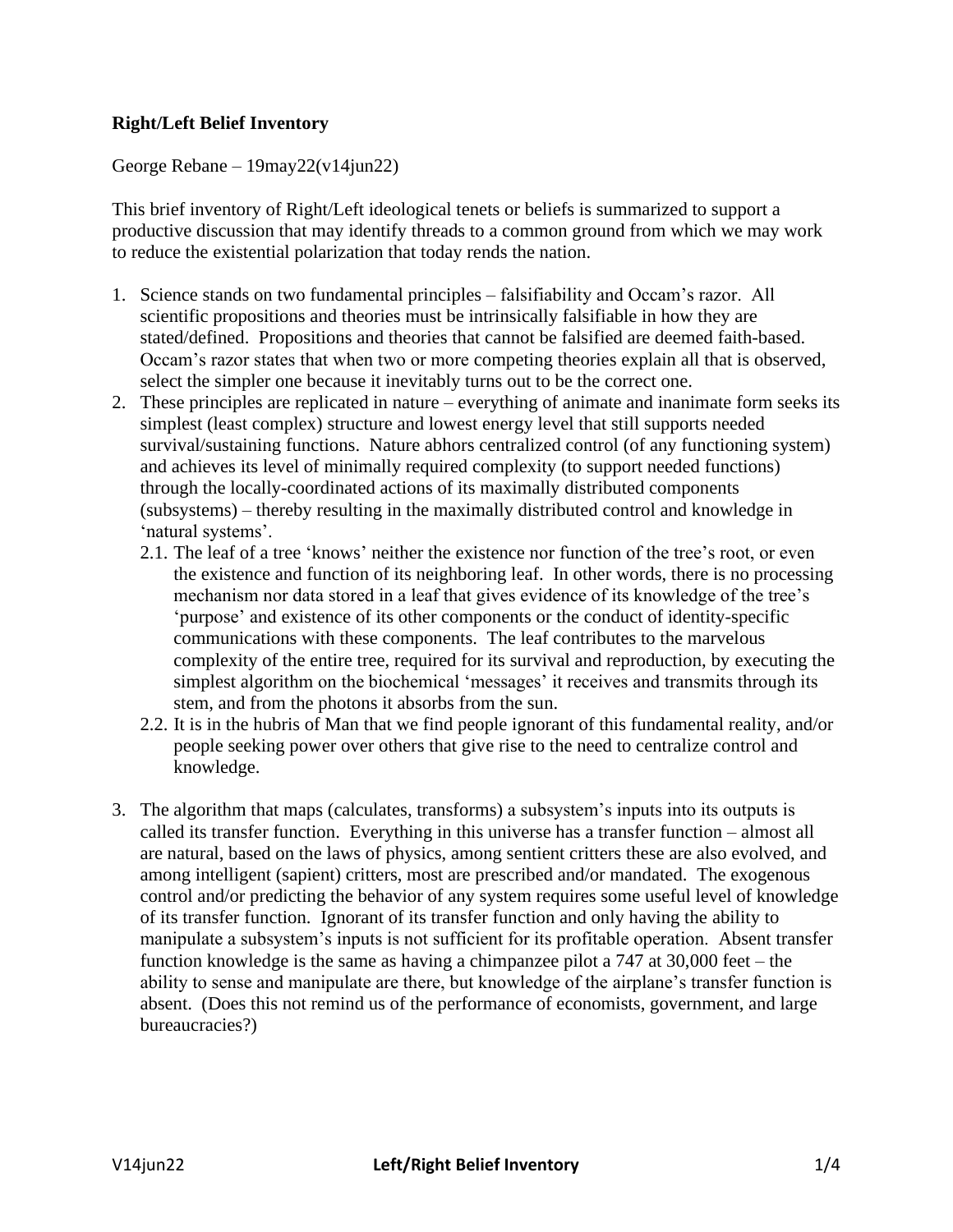**Right/Left Belief Inventory**

George Rebane – 19may22(v14jun22)

This brief inventory of Right/Left ideological tenets or beliefs is summarized to support a productive discussion that may identify threads to a common ground from which we may work to reduce the existential polarization that today rends the nation.

1. Science stands on two fundamental principles – falsifiability and Occam's razor. All scientific propositions and theories must be intrinsically falsifiable in how they are stated/defined. Propositions and theories that cannot be falsified are deemed faith-based. Occam's razor states that when two or more competing theories explain all that is observed, select the simpler one because it inevitably turns out to be the correct one.
2. These principles are replicated in nature – everything of animate and inanimate form seeks its simplest (least complex) structure and lowest energy level that still supports needed survival/sustaining functions. Nature abhors centralized control (of any functioning system) and achieves its level of minimally required complexity (to support needed functions) through the locally-coordinated actions of its maximally distributed components (subsystems) – thereby resulting in the maximally distributed control and knowledge in 'natural systems'.
   - 2.1. The leaf of a tree 'knows' neither the existence nor function of the tree's root, or even the existence and function of its neighboring leaf. In other words, there is no processing mechanism nor data stored in a leaf that gives evidence of its knowledge of the tree's 'purpose' and existence of its other components or the conduct of identity-specific communications with these components. The leaf contributes to the marvelous complexity of the entire tree, required for its survival and reproduction, by executing the simplest algorithm on the biochemical 'messages' it receives and transmits through its stem, and from the photons it absorbs from the sun.
   - 2.2. It is in the hubris of Man that we find people ignorant of this fundamental reality, and/or people seeking power over others that give rise to the need to centralize control and knowledge.
3. The algorithm that maps (calculates, transforms) a subsystem's inputs into its outputs is called its transfer function. Everything in this universe has a transfer function – almost all are natural, based on the laws of physics, among sentient critters these are also evolved, and among intelligent (sapient) critters, most are prescribed and/or mandated. The exogenous control and/or predicting the behavior of any system requires some useful level of knowledge of its transfer function. Ignorant of its transfer function and only having the ability to manipulate a subsystem's inputs is not sufficient for its profitable operation. Absent transfer function knowledge is the same as having a chimpanzee pilot a 747 at 30,000 feet – the ability to sense and manipulate are there, but knowledge of the airplane's transfer function is absent. (Does this not remind us of the performance of economists, government, and large bureaucracies?)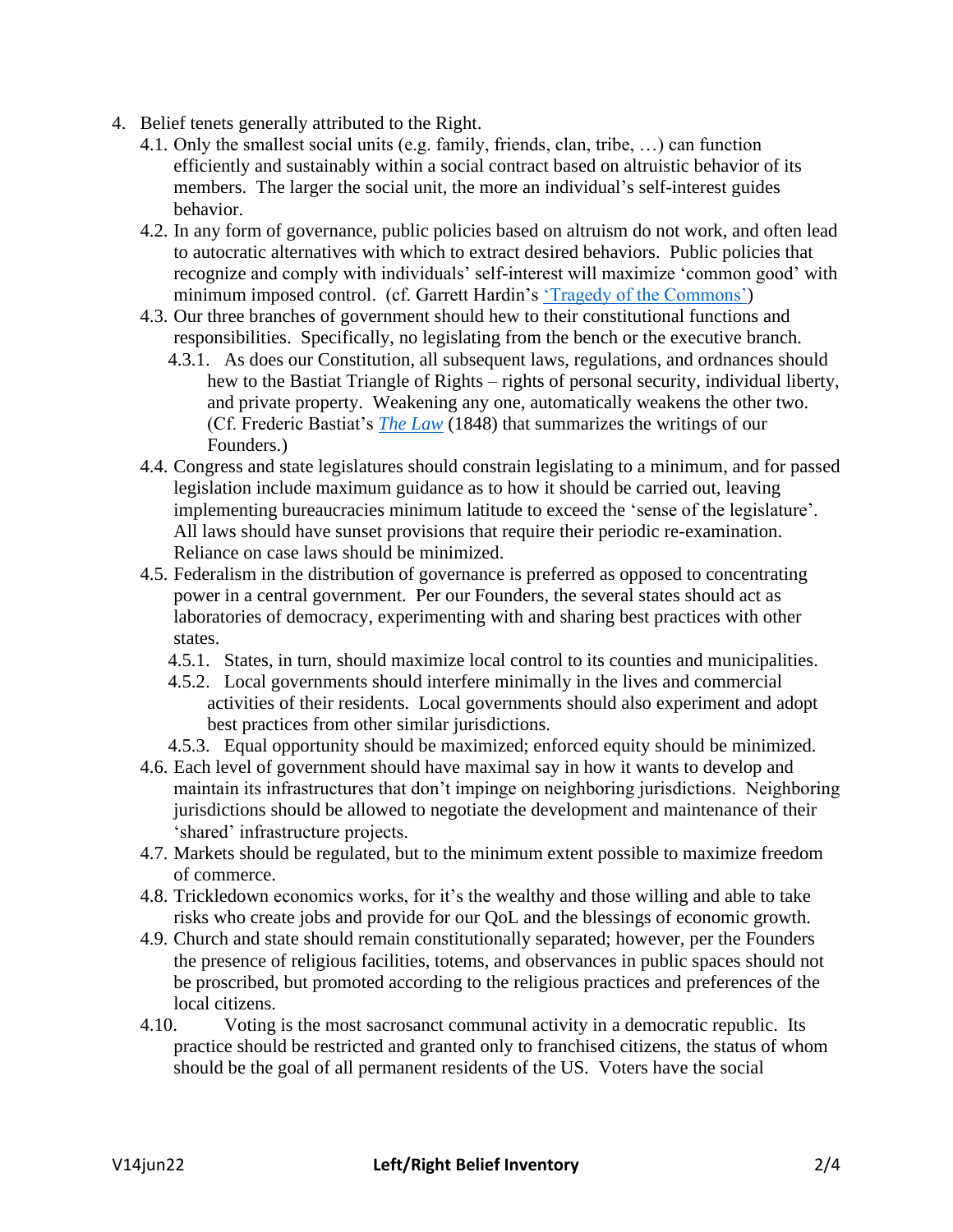4. Belief tenets generally attributed to the Right.
   4.1. Only the smallest social units (e.g. family, friends, clan, tribe, …) can function efficiently and sustainably within a social contract based on altruistic behavior of its members. The larger the social unit, the more an individual's self-interest guides behavior.
   4.2. In any form of governance, public policies based on altruism do not work, and often lead to autocratic alternatives with which to extract desired behaviors. Public policies that recognize and comply with individuals' self-interest will maximize 'common good' with minimum imposed control. (cf. Garrett Hardin's ['Tragedy of the Commons'])
   4.3. Our three branches of government should hew to their constitutional functions and responsibilities. Specifically, no legislating from the bench or the executive branch.
      4.3.1. As does our Constitution, all subsequent laws, regulations, and ordnances should hew to the Bastiat Triangle of Rights – rights of personal security, individual liberty, and private property. Weakening any one, automatically weakens the other two. (Cf. Frederic Bastiat's *The Law* (1848) that summarizes the writings of our Founders.)
   4.4. Congress and state legislatures should constrain legislating to a minimum, and for passed legislation include maximum guidance as to how it should be carried out, leaving implementing bureaucracies minimum latitude to exceed the 'sense of the legislature'. All laws should have sunset provisions that require their periodic re-examination. Reliance on case laws should be minimized.
   4.5. Federalism in the distribution of governance is preferred as opposed to concentrating power in a central government. Per our Founders, the several states should act as laboratories of democracy, experimenting with and sharing best practices with other states.
      4.5.1. States, in turn, should maximize local control to its counties and municipalities.
      4.5.2. Local governments should interfere minimally in the lives and commercial activities of their residents. Local governments should also experiment and adopt best practices from other similar jurisdictions.
      4.5.3. Equal opportunity should be maximized; enforced equity should be minimized.
   4.6. Each level of government should have maximal say in how it wants to develop and maintain its infrastructures that don't impinge on neighboring jurisdictions. Neighboring jurisdictions should be allowed to negotiate the development and maintenance of their 'shared' infrastructure projects.
   4.7. Markets should be regulated, but to the minimum extent possible to maximize freedom of commerce.
   4.8. Trickledown economics works, for it's the wealthy and those willing and able to take risks who create jobs and provide for our QoL and the blessings of economic growth.
   4.9. Church and state should remain constitutionally separated; however, per the Founders the presence of religious facilities, totems, and observances in public spaces should not be proscribed, but promoted according to the religious practices and preferences of the local citizens.
   4.10. Voting is the most sacrosanct communal activity in a democratic republic. Its practice should be restricted and granted only to franchised citizens, the status of whom should be the goal of all permanent residents of the US. Voters have the social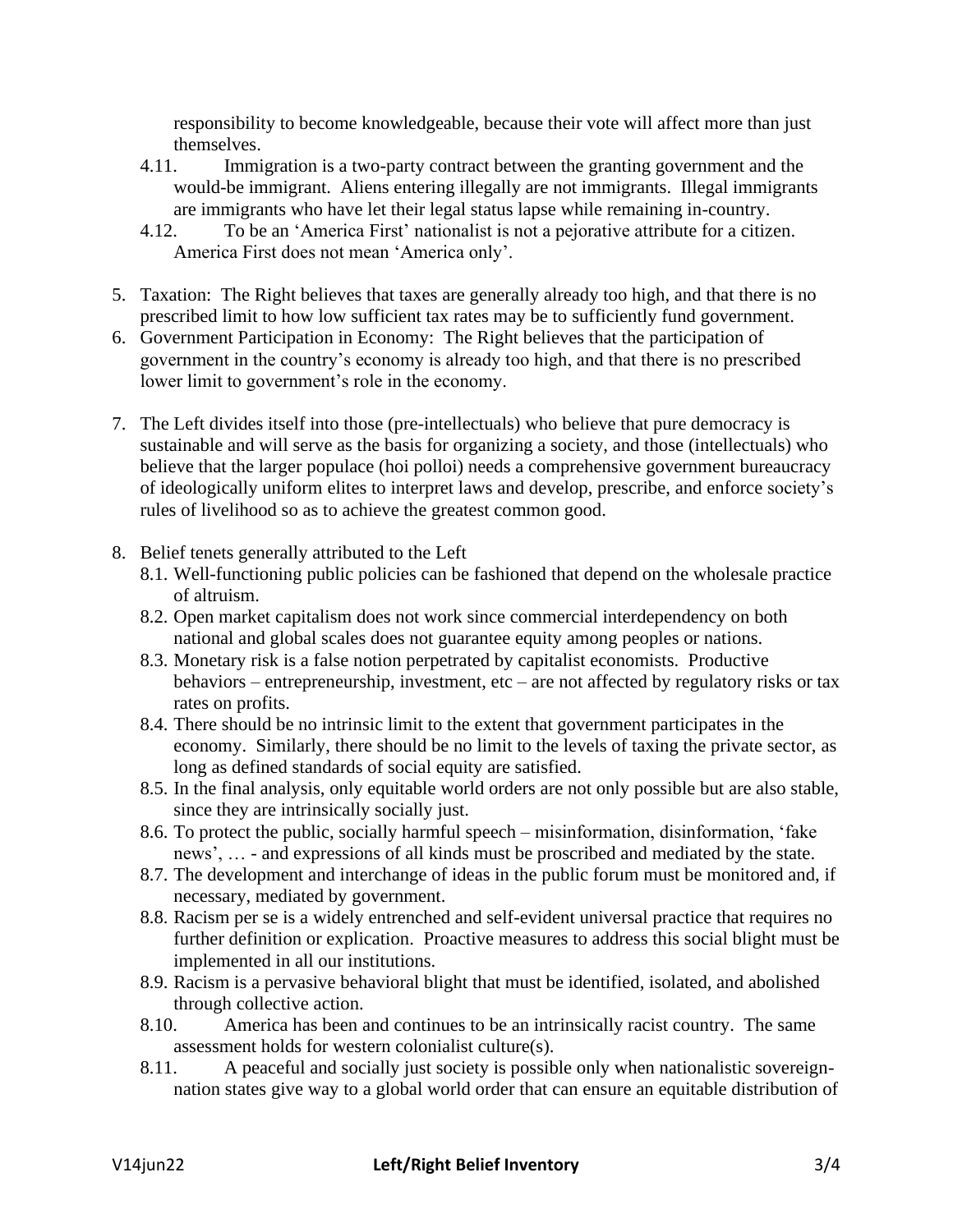responsibility to become knowledgeable, because their vote will affect more than just themselves.

4.11. Immigration is a two-party contract between the granting government and the would-be immigrant. Aliens entering illegally are not immigrants. Illegal immigrants are immigrants who have let their legal status lapse while remaining in-country.

4.12. To be an 'America First' nationalist is not a pejorative attribute for a citizen. America First does not mean 'America only'.

5. Taxation: The Right believes that taxes are generally already too high, and that there is no prescribed limit to how low sufficient tax rates may be to sufficiently fund government.
6. Government Participation in Economy: The Right believes that the participation of government in the country's economy is already too high, and that there is no prescribed lower limit to government's role in the economy.

7. The Left divides itself into those (pre-intellectuals) who believe that pure democracy is sustainable and will serve as the basis for organizing a society, and those (intellectuals) who believe that the larger populace (hoi polloi) needs a comprehensive government bureaucracy of ideologically uniform elites to interpret laws and develop, prescribe, and enforce society's rules of livelihood so as to achieve the greatest common good.

8. Belief tenets generally attributed to the Left

8.1. Well-functioning public policies can be fashioned that depend on the wholesale practice of altruism.

8.2. Open market capitalism does not work since commercial interdependency on both national and global scales does not guarantee equity among peoples or nations.

8.3. Monetary risk is a false notion perpetrated by capitalist economists. Productive behaviors – entrepreneurship, investment, etc – are not affected by regulatory risks or tax rates on profits.

8.4. There should be no intrinsic limit to the extent that government participates in the economy. Similarly, there should be no limit to the levels of taxing the private sector, as long as defined standards of social equity are satisfied.

8.5. In the final analysis, only equitable world orders are not only possible but are also stable, since they are intrinsically socially just.

8.6. To protect the public, socially harmful speech – misinformation, disinformation, 'fake news', … - and expressions of all kinds must be proscribed and mediated by the state.

8.7. The development and interchange of ideas in the public forum must be monitored and, if necessary, mediated by government.

8.8. Racism per se is a widely entrenched and self-evident universal practice that requires no further definition or explication. Proactive measures to address this social blight must be implemented in all our institutions.

8.9. Racism is a pervasive behavioral blight that must be identified, isolated, and abolished through collective action.

8.10. America has been and continues to be an intrinsically racist country. The same assessment holds for western colonialist culture(s).

8.11. A peaceful and socially just society is possible only when nationalistic sovereign-nation states give way to a global world order that can ensure an equitable distribution of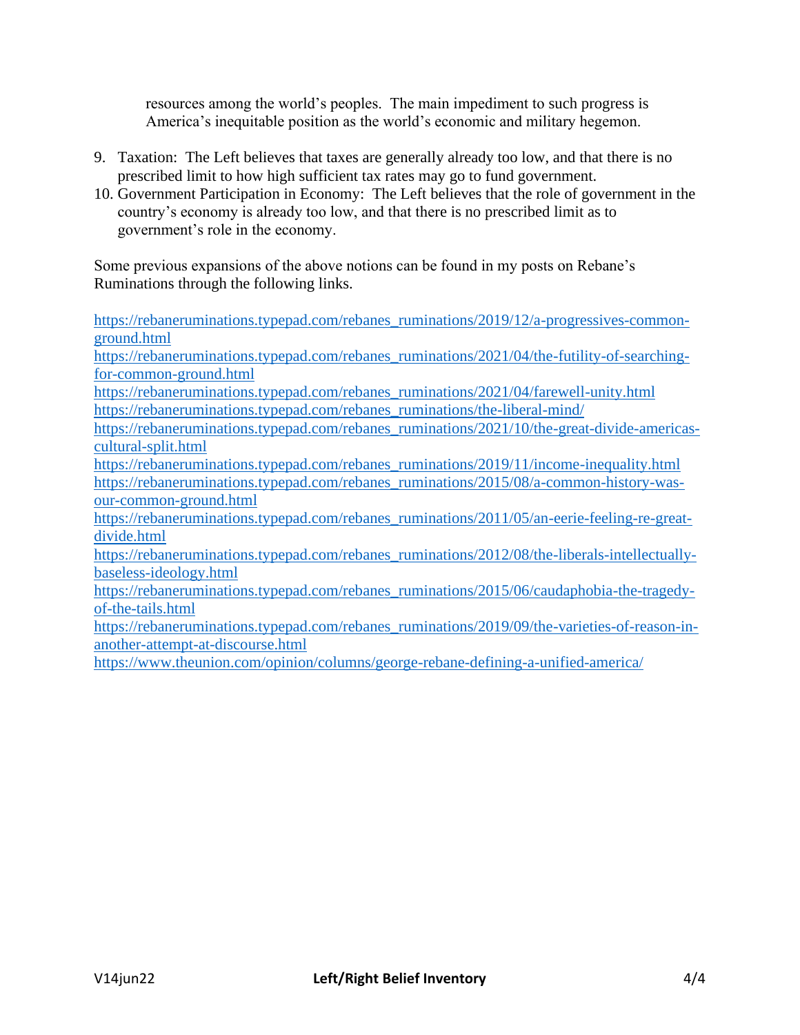resources among the world's peoples. The main impediment to such progress is America's inequitable position as the world's economic and military hegemon.

9. Taxation: The Left believes that taxes are generally already too low, and that there is no prescribed limit to how high sufficient tax rates may go to fund government.
10. Government Participation in Economy: The Left believes that the role of government in the country's economy is already too low, and that there is no prescribed limit as to government's role in the economy.

Some previous expansions of the above notions can be found in my posts on Rebane's Ruminations through the following links.

https://rebaneruminations.typepad.com/rebanes_ruminations/2019/12/a-progressives-common-ground.html
https://rebaneruminations.typepad.com/rebanes_ruminations/2021/04/the-futility-of-searching-for-common-ground.html
https://rebaneruminations.typepad.com/rebanes_ruminations/2021/04/farewell-unity.html
https://rebaneruminations.typepad.com/rebanes_ruminations/the-liberal-mind/
https://rebaneruminations.typepad.com/rebanes_ruminations/2021/10/the-great-divide-americas-cultural-split.html
https://rebaneruminations.typepad.com/rebanes_ruminations/2019/11/income-inequality.html
https://rebaneruminations.typepad.com/rebanes_ruminations/2015/08/a-common-history-was-our-common-ground.html
https://rebaneruminations.typepad.com/rebanes_ruminations/2011/05/an-eerie-feeling-re-great-divide.html
https://rebaneruminations.typepad.com/rebanes_ruminations/2012/08/the-liberals-intellectually-baseless-ideology.html
https://rebaneruminations.typepad.com/rebanes_ruminations/2015/06/caudaphobia-the-tragedy-of-the-tails.html
https://rebaneruminations.typepad.com/rebanes_ruminations/2019/09/the-varieties-of-reason-in-another-attempt-at-discourse.html
https://www.theunion.com/opinion/columns/george-rebane-defining-a-unified-america/